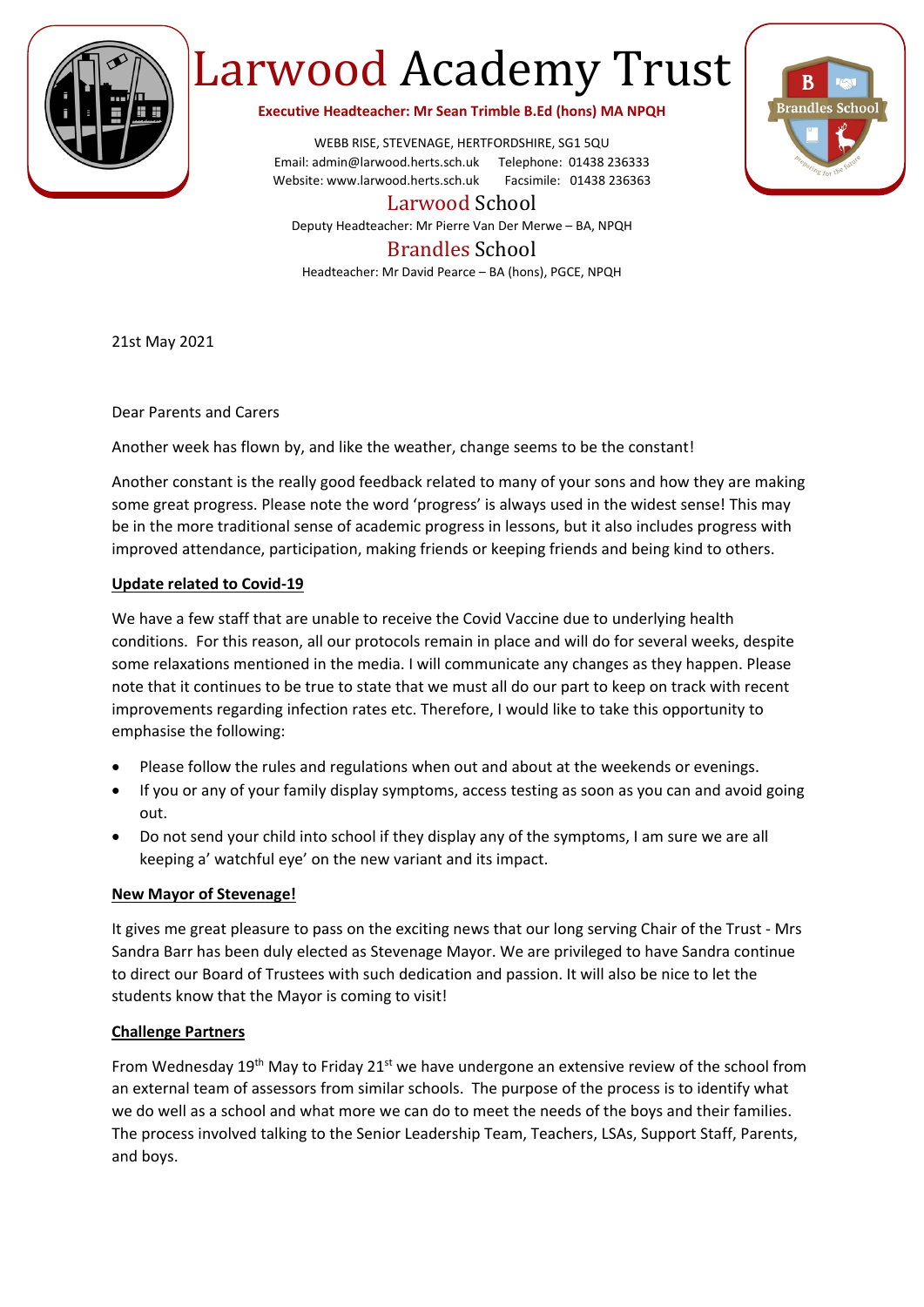# Larwood Academy Trust

**Executive Headteacher: Mr Sean Trimble B.Ed (hons) MA NPQH**

WEBB RISE, STEVENAGE, HERTFORDSHIRE, SG1 5QU
Email: admin@larwood.herts.sch.uk Telephone: 01438 236333
Website: www.larwood.herts.sch.uk Facsimile: 01438 236363

## Larwood School

Deputy Headteacher: Mr Pierre Van Der Merwe – BA, NPQH

## Brandles School

Headteacher: Mr David Pearce – BA (hons), PGCE, NPQH

21st May 2021

Dear Parents and Carers

Another week has flown by, and like the weather, change seems to be the constant!

Another constant is the really good feedback related to many of your sons and how they are making some great progress. Please note the word 'progress' is always used in the widest sense! This may be in the more traditional sense of academic progress in lessons, but it also includes progress with improved attendance, participation, making friends or keeping friends and being kind to others.

**Update related to Covid-19**

We have a few staff that are unable to receive the Covid Vaccine due to underlying health conditions. For this reason, all our protocols remain in place and will do for several weeks, despite some relaxations mentioned in the media. I will communicate any changes as they happen. Please note that it continues to be true to state that we must all do our part to keep on track with recent improvements regarding infection rates etc. Therefore, I would like to take this opportunity to emphasise the following:

- Please follow the rules and regulations when out and about at the weekends or evenings.
- If you or any of your family display symptoms, access testing as soon as you can and avoid going out.
- Do not send your child into school if they display any of the symptoms, I am sure we are all keeping a' watchful eye' on the new variant and its impact.

**New Mayor of Stevenage!**

It gives me great pleasure to pass on the exciting news that our long serving Chair of the Trust - Mrs Sandra Barr has been duly elected as Stevenage Mayor. We are privileged to have Sandra continue to direct our Board of Trustees with such dedication and passion. It will also be nice to let the students know that the Mayor is coming to visit!

**Challenge Partners**

From Wednesday 19th May to Friday 21st we have undergone an extensive review of the school from an external team of assessors from similar schools. The purpose of the process is to identify what we do well as a school and what more we can do to meet the needs of the boys and their families. The process involved talking to the Senior Leadership Team, Teachers, LSAs, Support Staff, Parents, and boys.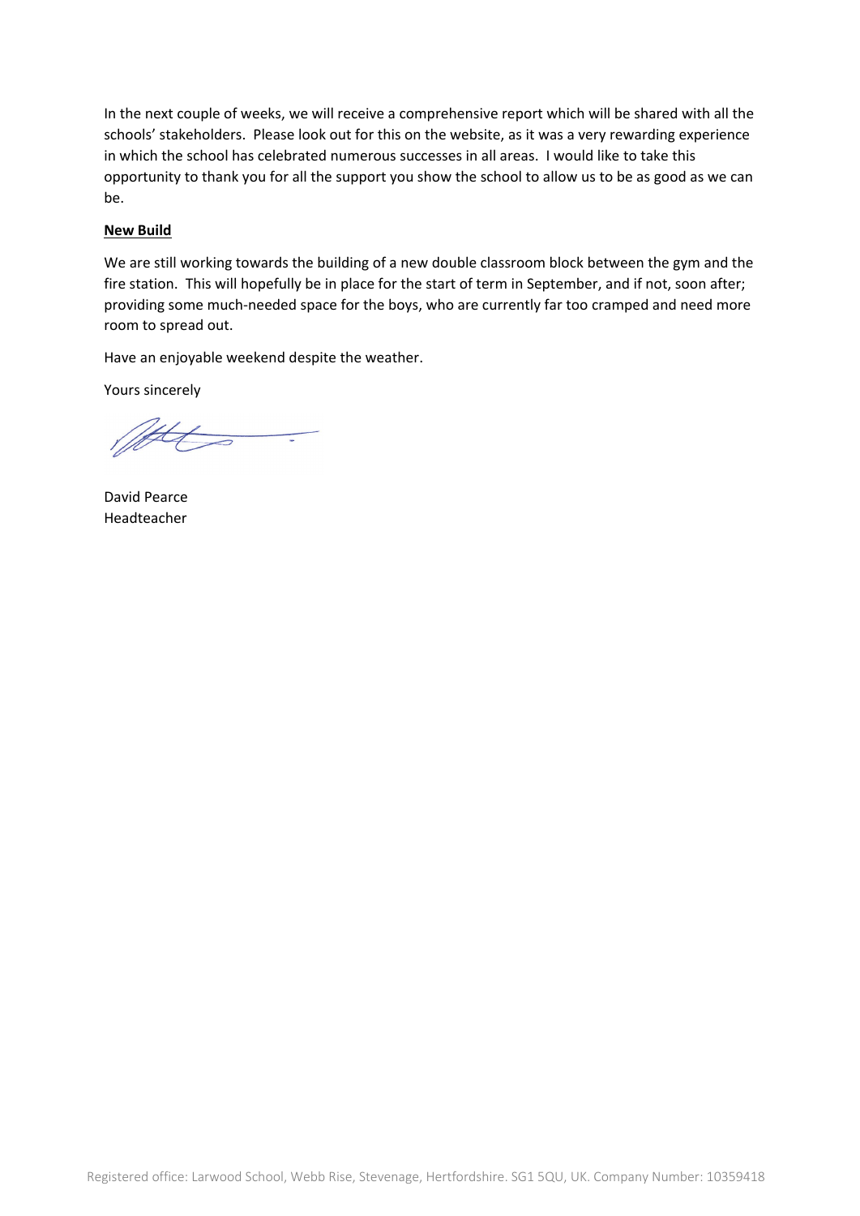In the next couple of weeks, we will receive a comprehensive report which will be shared with all the schools' stakeholders. Please look out for this on the website, as it was a very rewarding experience in which the school has celebrated numerous successes in all areas. I would like to take this opportunity to thank you for all the support you show the school to allow us to be as good as we can be.

**New Build**

We are still working towards the building of a new double classroom block between the gym and the fire station. This will hopefully be in place for the start of term in September, and if not, soon after; providing some much-needed space for the boys, who are currently far too cramped and need more room to spread out.

Have an enjoyable weekend despite the weather.

Yours sincerely

David Pearce
Headteacher

Registered office: Larwood School, Webb Rise, Stevenage, Hertfordshire. SG1 5QU, UK. Company Number: 10359418